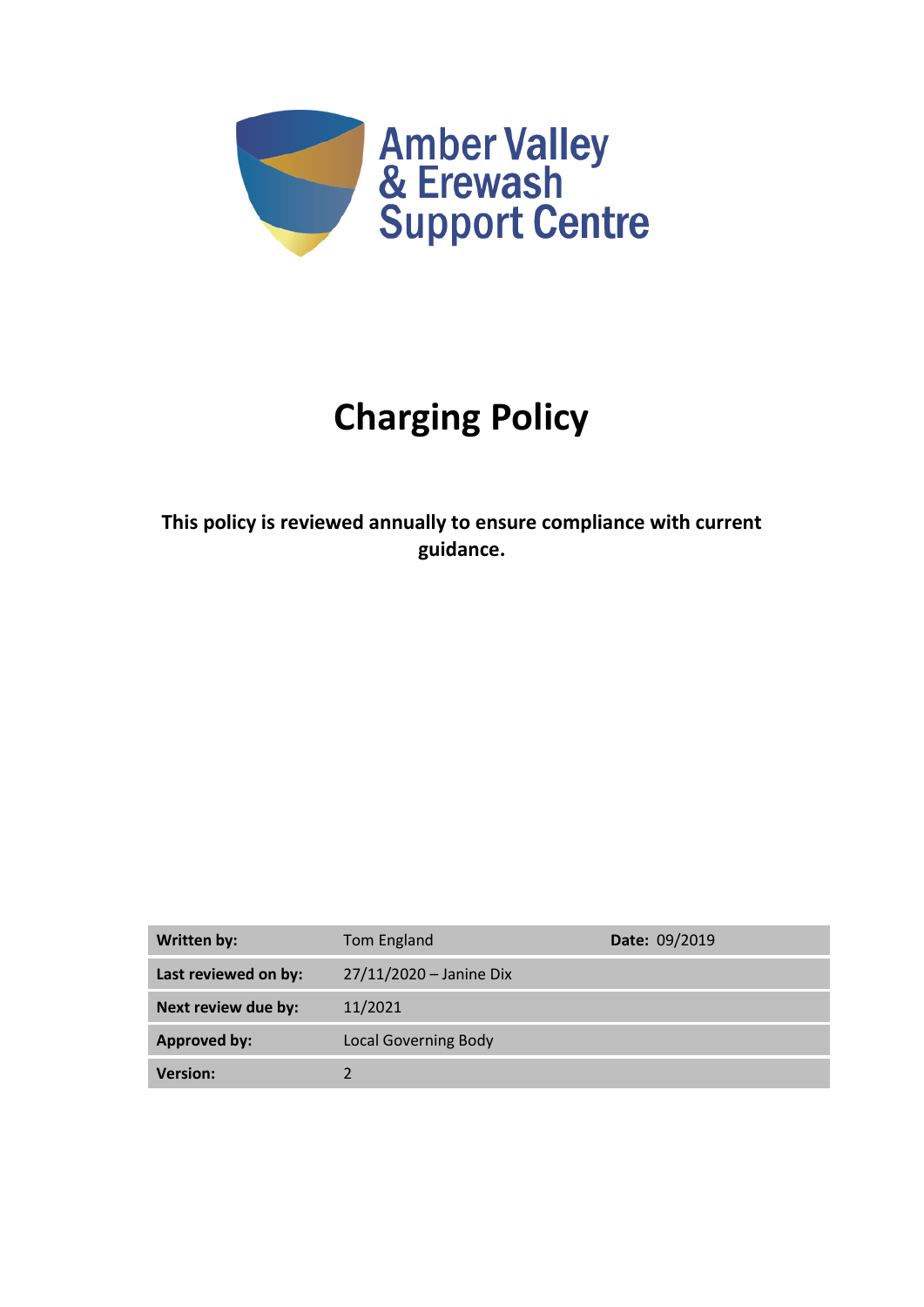Amber Valley & Erewash Support Centre

# Charging Policy

**This policy is reviewed annually to ensure compliance with current guidance.**

| **Written by:** | Tom England | **Date:** 09/2019 |
|---|---|---|
| **Last reviewed on by:** | 27/11/2020 – Janine Dix | |
| **Next review due by:** | 11/2021 | |
| **Approved by:** | Local Governing Body | |
| **Version:** | 2 | |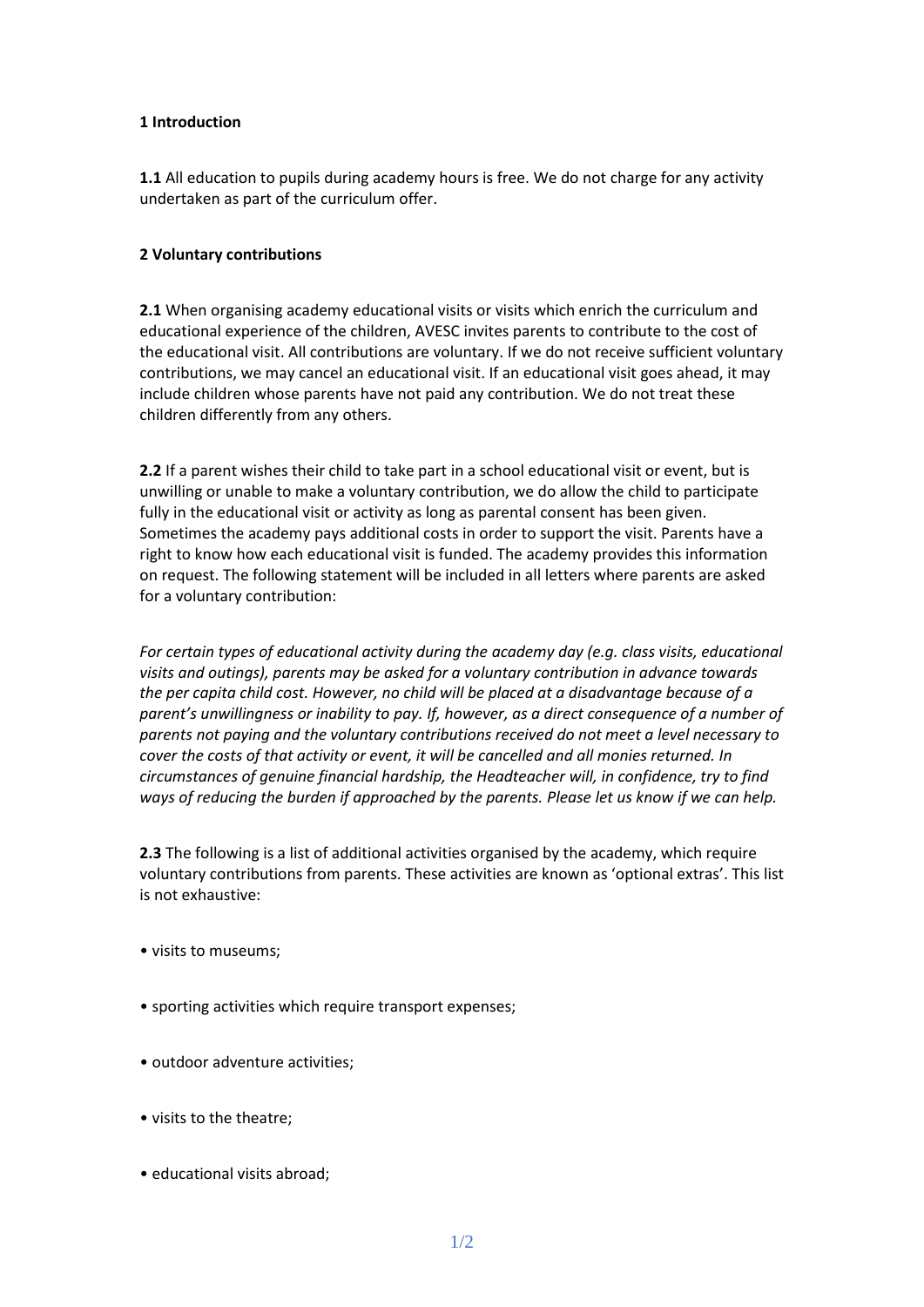## 1 Introduction

**1.1** All education to pupils during academy hours is free. We do not charge for any activity undertaken as part of the curriculum offer.

## 2 Voluntary contributions

**2.1** When organising academy educational visits or visits which enrich the curriculum and educational experience of the children, AVESC invites parents to contribute to the cost of the educational visit. All contributions are voluntary. If we do not receive sufficient voluntary contributions, we may cancel an educational visit. If an educational visit goes ahead, it may include children whose parents have not paid any contribution. We do not treat these children differently from any others.

**2.2** If a parent wishes their child to take part in a school educational visit or event, but is unwilling or unable to make a voluntary contribution, we do allow the child to participate fully in the educational visit or activity as long as parental consent has been given. Sometimes the academy pays additional costs in order to support the visit. Parents have a right to know how each educational visit is funded. The academy provides this information on request. The following statement will be included in all letters where parents are asked for a voluntary contribution:

*For certain types of educational activity during the academy day (e.g. class visits, educational visits and outings), parents may be asked for a voluntary contribution in advance towards the per capita child cost. However, no child will be placed at a disadvantage because of a parent's unwillingness or inability to pay. If, however, as a direct consequence of a number of parents not paying and the voluntary contributions received do not meet a level necessary to cover the costs of that activity or event, it will be cancelled and all monies returned. In circumstances of genuine financial hardship, the Headteacher will, in confidence, try to find ways of reducing the burden if approached by the parents. Please let us know if we can help.*

**2.3** The following is a list of additional activities organised by the academy, which require voluntary contributions from parents. These activities are known as 'optional extras'. This list is not exhaustive:

- visits to museums;
- sporting activities which require transport expenses;
- outdoor adventure activities;
- visits to the theatre;
- educational visits abroad;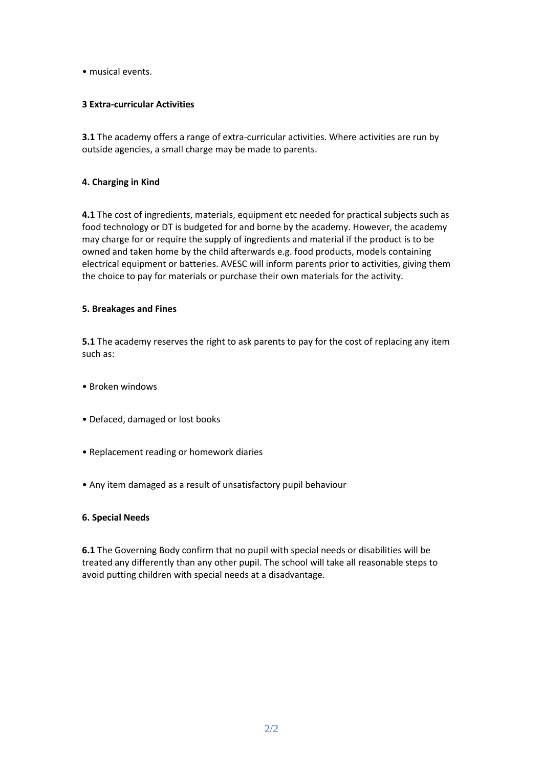• musical events.

**3 Extra-curricular Activities**

**3.1** The academy offers a range of extra-curricular activities. Where activities are run by outside agencies, a small charge may be made to parents.

**4. Charging in Kind**

**4.1** The cost of ingredients, materials, equipment etc needed for practical subjects such as food technology or DT is budgeted for and borne by the academy. However, the academy may charge for or require the supply of ingredients and material if the product is to be owned and taken home by the child afterwards e.g. food products, models containing electrical equipment or batteries. AVESC will inform parents prior to activities, giving them the choice to pay for materials or purchase their own materials for the activity.

**5. Breakages and Fines**

**5.1** The academy reserves the right to ask parents to pay for the cost of replacing any item such as:

• Broken windows

• Defaced, damaged or lost books

• Replacement reading or homework diaries

• Any item damaged as a result of unsatisfactory pupil behaviour

**6. Special Needs**

**6.1** The Governing Body confirm that no pupil with special needs or disabilities will be treated any differently than any other pupil. The school will take all reasonable steps to avoid putting children with special needs at a disadvantage.